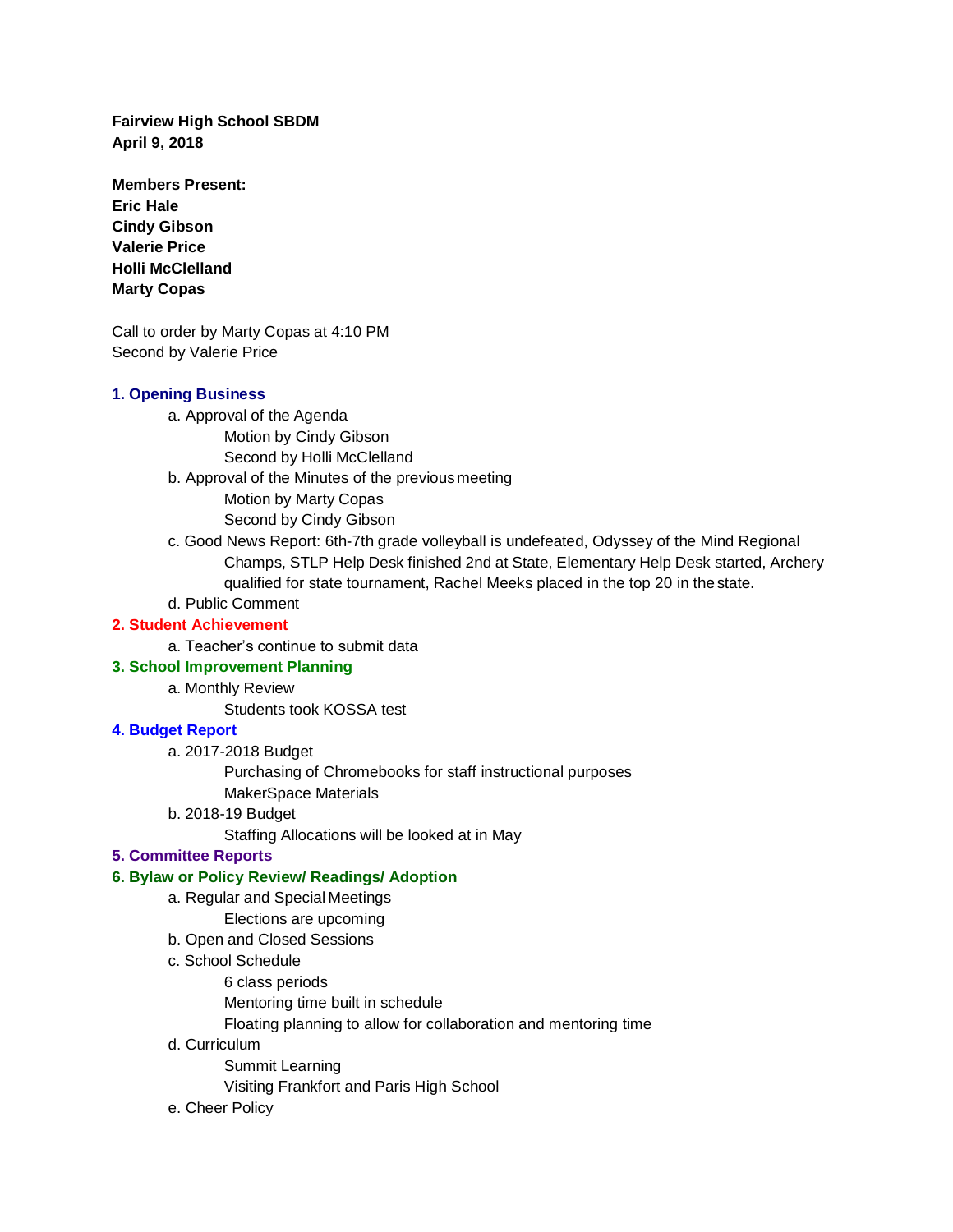**Fairview High School SBDM**
**April 9, 2018**

**Members Present:**
**Eric Hale**
**Cindy Gibson**
**Valerie Price**
**Holli McClelland**
**Marty Copas**

Call to order by Marty Copas at 4:10 PM
Second by Valerie Price

## 1. Opening Business

- a. Approval of the Agenda
  - Motion by Cindy Gibson
  - Second by Holli McClelland
- b. Approval of the Minutes of the previous meeting
  - Motion by Marty Copas
  - Second by Cindy Gibson
- c. Good News Report: 6th-7th grade volleyball is undefeated, Odyssey of the Mind Regional Champs, STLP Help Desk finished 2nd at State, Elementary Help Desk started, Archery qualified for state tournament, Rachel Meeks placed in the top 20 in the state.
- d. Public Comment

## 2. Student Achievement

- a. Teacher's continue to submit data

## 3. School Improvement Planning

- a. Monthly Review
  - Students took KOSSA test

## 4. Budget Report

- a. 2017-2018 Budget
  - Purchasing of Chromebooks for staff instructional purposes
  - MakerSpace Materials
- b. 2018-19 Budget
  - Staffing Allocations will be looked at in May

## 5. Committee Reports

## 6. Bylaw or Policy Review/ Readings/ Adoption

- a. Regular and Special Meetings
  - Elections are upcoming
- b. Open and Closed Sessions
- c. School Schedule
  - 6 class periods
  - Mentoring time built in schedule
  - Floating planning to allow for collaboration and mentoring time
- d. Curriculum
  - Summit Learning
  - Visiting Frankfort and Paris High School
- e. Cheer Policy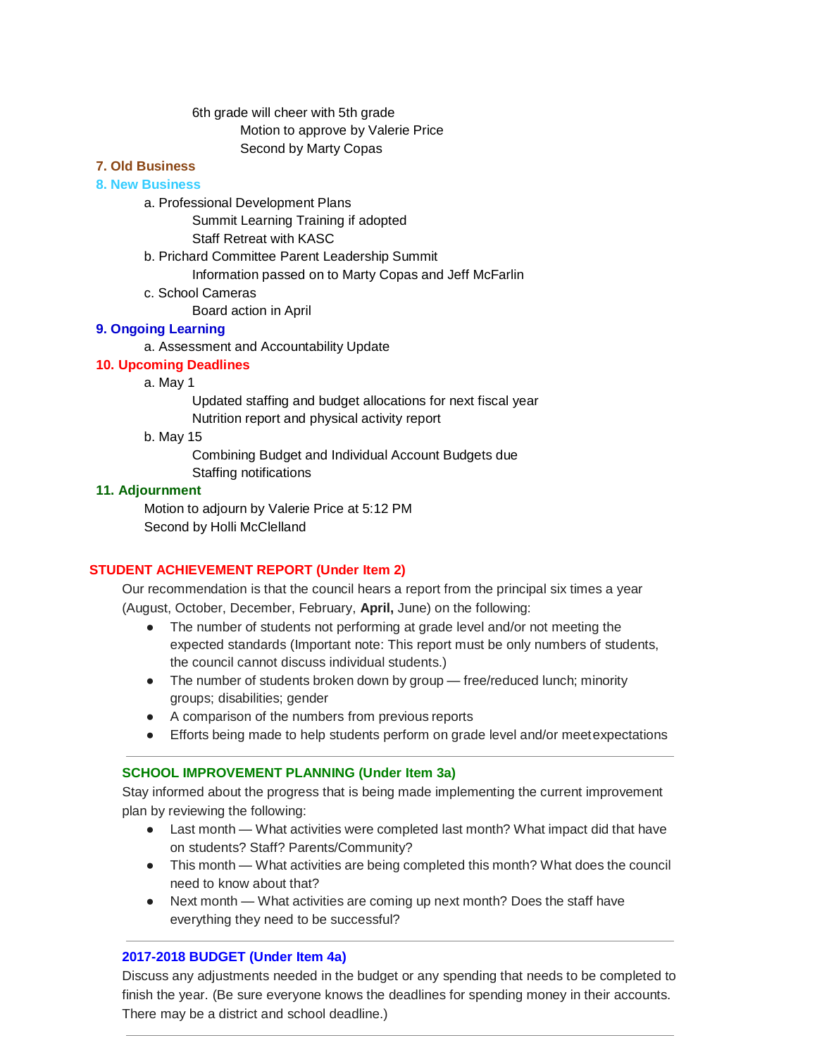6th grade will cheer with 5th grade

Motion to approve by Valerie Price

Second by Marty Copas

**7. Old Business**

**8. New Business**

a. Professional Development Plans

- Summit Learning Training if adopted
- Staff Retreat with KASC

b. Prichard Committee Parent Leadership Summit

- Information passed on to Marty Copas and Jeff McFarlin

c. School Cameras

- Board action in April

**9. Ongoing Learning**

a. Assessment and Accountability Update

**10. Upcoming Deadlines**

a. May 1

- Updated staffing and budget allocations for next fiscal year
- Nutrition report and physical activity report

b. May 15

- Combining Budget and Individual Account Budgets due
- Staffing notifications

**11. Adjournment**

Motion to adjourn by Valerie Price at 5:12 PM

Second by Holli McClelland

## STUDENT ACHIEVEMENT REPORT (Under Item 2)

Our recommendation is that the council hears a report from the principal six times a year (August, October, December, February, **April,** June) on the following:

- The number of students not performing at grade level and/or not meeting the expected standards (Important note: This report must be only numbers of students, the council cannot discuss individual students.)
- The number of students broken down by group — free/reduced lunch; minority groups; disabilities; gender
- A comparison of the numbers from previous reports
- Efforts being made to help students perform on grade level and/or meet expectations

---

## SCHOOL IMPROVEMENT PLANNING (Under Item 3a)

Stay informed about the progress that is being made implementing the current improvement plan by reviewing the following:

- Last month — What activities were completed last month? What impact did that have on students? Staff? Parents/Community?
- This month — What activities are being completed this month? What does the council need to know about that?
- Next month — What activities are coming up next month? Does the staff have everything they need to be successful?

---

## 2017-2018 BUDGET (Under Item 4a)

Discuss any adjustments needed in the budget or any spending that needs to be completed to finish the year. (Be sure everyone knows the deadlines for spending money in their accounts. There may be a district and school deadline.)

---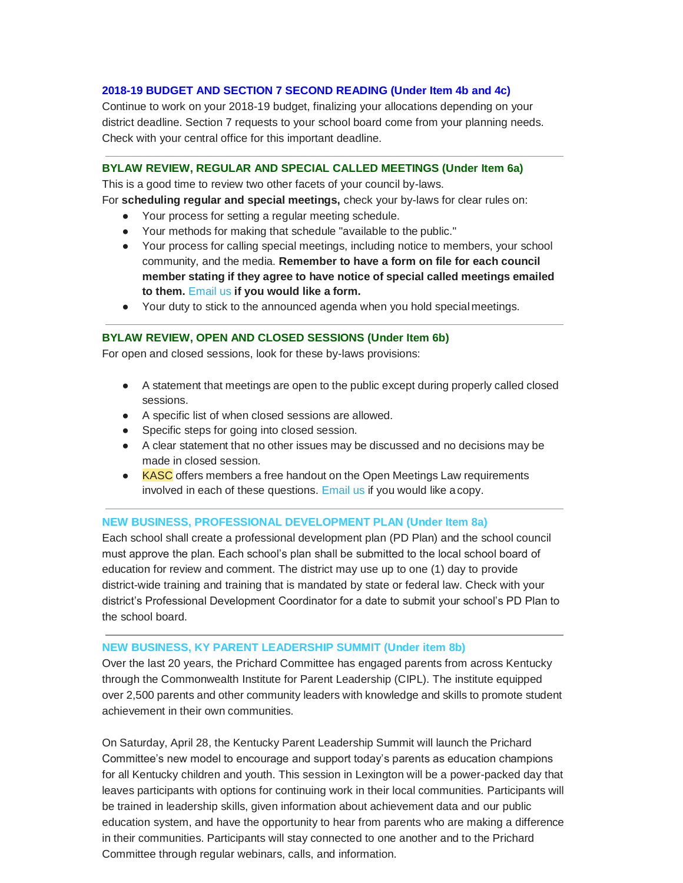### 2018-19 BUDGET AND SECTION 7 SECOND READING (Under Item 4b and 4c)

Continue to work on your 2018-19 budget, finalizing your allocations depending on your district deadline. Section 7 requests to your school board come from your planning needs. Check with your central office for this important deadline.

---

### BYLAW REVIEW, REGULAR AND SPECIAL CALLED MEETINGS (Under Item 6a)

This is a good time to review two other facets of your council by-laws.

For **scheduling regular and special meetings,** check your by-laws for clear rules on:

- Your process for setting a regular meeting schedule.
- Your methods for making that schedule "available to the public."
- Your process for calling special meetings, including notice to members, your school community, and the media. **Remember to have a form on file for each council member stating if they agree to have notice of special called meetings emailed to them.** Email us **if you would like a form.**
- Your duty to stick to the announced agenda when you hold special meetings.

---

### BYLAW REVIEW, OPEN AND CLOSED SESSIONS (Under Item 6b)

For open and closed sessions, look for these by-laws provisions:

- A statement that meetings are open to the public except during properly called closed sessions.
- A specific list of when closed sessions are allowed.
- Specific steps for going into closed session.
- A clear statement that no other issues may be discussed and no decisions may be made in closed session.
- KASC offers members a free handout on the Open Meetings Law requirements involved in each of these questions. Email us if you would like a copy.

---

### NEW BUSINESS, PROFESSIONAL DEVELOPMENT PLAN (Under Item 8a)

Each school shall create a professional development plan (PD Plan) and the school council must approve the plan. Each school's plan shall be submitted to the local school board of education for review and comment. The district may use up to one (1) day to provide district-wide training and training that is mandated by state or federal law. Check with your district's Professional Development Coordinator for a date to submit your school's PD Plan to the school board.

---

### NEW BUSINESS, KY PARENT LEADERSHIP SUMMIT (Under item 8b)

Over the last 20 years, the Prichard Committee has engaged parents from across Kentucky through the Commonwealth Institute for Parent Leadership (CIPL). The institute equipped over 2,500 parents and other community leaders with knowledge and skills to promote student achievement in their own communities.

On Saturday, April 28, the Kentucky Parent Leadership Summit will launch the Prichard Committee's new model to encourage and support today's parents as education champions for all Kentucky children and youth. This session in Lexington will be a power-packed day that leaves participants with options for continuing work in their local communities. Participants will be trained in leadership skills, given information about achievement data and our public education system, and have the opportunity to hear from parents who are making a difference in their communities. Participants will stay connected to one another and to the Prichard Committee through regular webinars, calls, and information.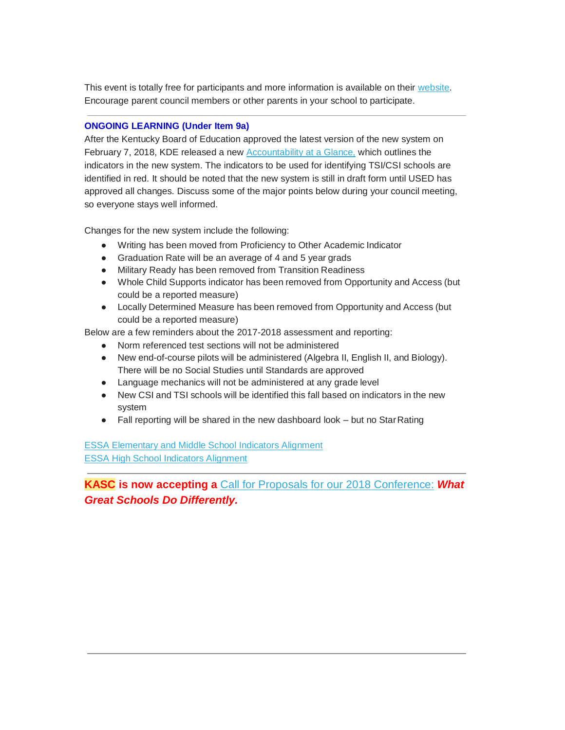This event is totally free for participants and more information is available on their website. Encourage parent council members or other parents in your school to participate.

---

**ONGOING LEARNING (Under Item 9a)**

After the Kentucky Board of Education approved the latest version of the new system on February 7, 2018, KDE released a new Accountability at a Glance, which outlines the indicators in the new system. The indicators to be used for identifying TSI/CSI schools are identified in red. It should be noted that the new system is still in draft form until USED has approved all changes. Discuss some of the major points below during your council meeting, so everyone stays well informed.

Changes for the new system include the following:

- Writing has been moved from Proficiency to Other Academic Indicator
- Graduation Rate will be an average of 4 and 5 year grads
- Military Ready has been removed from Transition Readiness
- Whole Child Supports indicator has been removed from Opportunity and Access (but could be a reported measure)
- Locally Determined Measure has been removed from Opportunity and Access (but could be a reported measure)

Below are a few reminders about the 2017-2018 assessment and reporting:

- Norm referenced test sections will not be administered
- New end-of-course pilots will be administered (Algebra II, English II, and Biology). There will be no Social Studies until Standards are approved
- Language mechanics will not be administered at any grade level
- New CSI and TSI schools will be identified this fall based on indicators in the new system
- Fall reporting will be shared in the new dashboard look – but no Star Rating

ESSA Elementary and Middle School Indicators Alignment
ESSA High School Indicators Alignment

---

**KASC is now accepting a Call for Proposals for our 2018 Conference: *What Great Schools Do Differently*.**